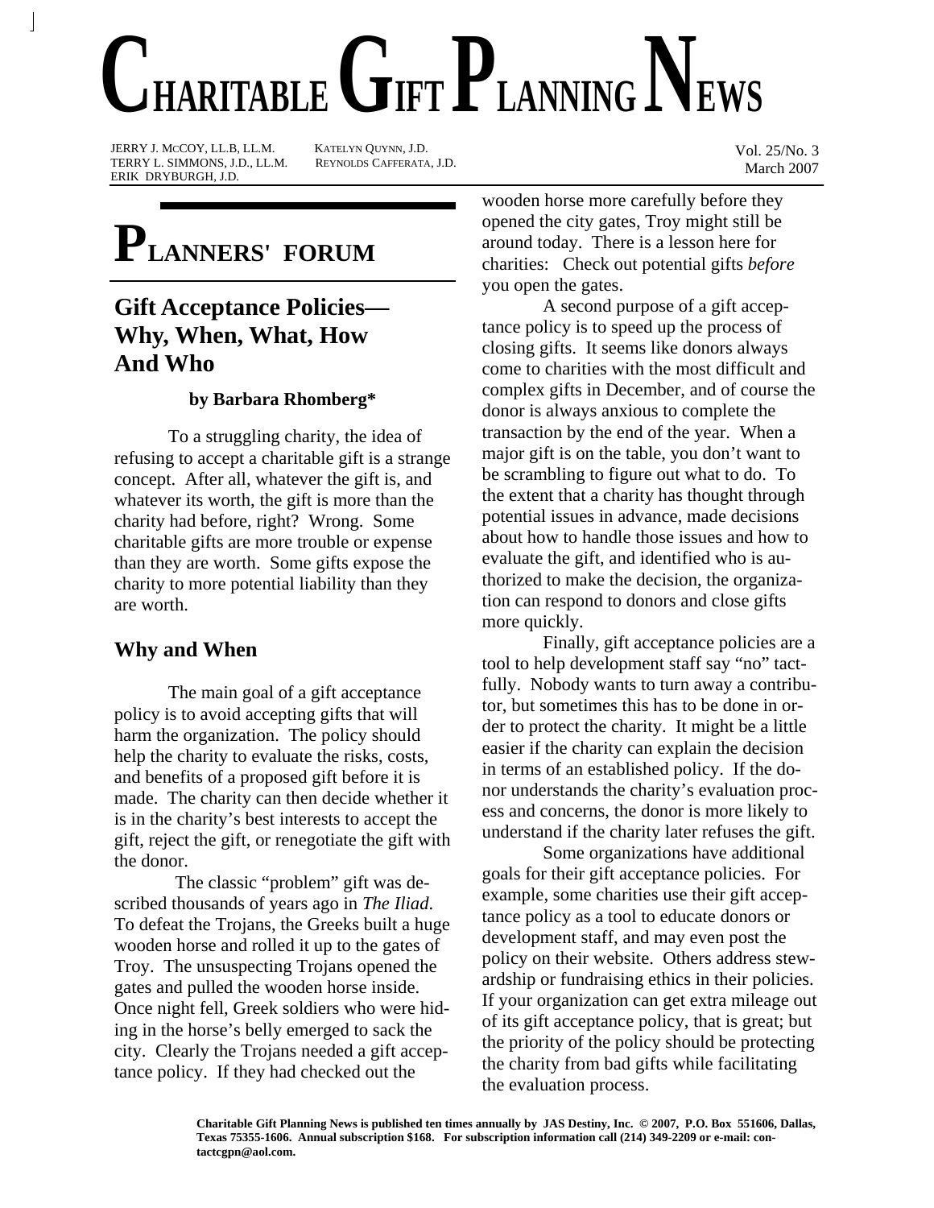# Charitable Gift Planning News

JERRY J. MCCOY, LL.B, LL.M. KATELYN QUYNN, J.D.
TERRY L. SIMMONS, J.D., LL.M. REYNOLDS CAFFERATA, J.D.
ERIK DRYBURGH, J.D.

Vol. 25/No. 3
March 2007

# Planners' Forum

## Gift Acceptance Policies—Why, When, What, How And Who

**by Barbara Rhomberg***

To a struggling charity, the idea of refusing to accept a charitable gift is a strange concept. After all, whatever the gift is, and whatever its worth, the gift is more than the charity had before, right? Wrong. Some charitable gifts are more trouble or expense than they are worth. Some gifts expose the charity to more potential liability than they are worth.

### Why and When

The main goal of a gift acceptance policy is to avoid accepting gifts that will harm the organization. The policy should help the charity to evaluate the risks, costs, and benefits of a proposed gift before it is made. The charity can then decide whether it is in the charity's best interests to accept the gift, reject the gift, or renegotiate the gift with the donor.

The classic "problem" gift was described thousands of years ago in *The Iliad*. To defeat the Trojans, the Greeks built a huge wooden horse and rolled it up to the gates of Troy. The unsuspecting Trojans opened the gates and pulled the wooden horse inside. Once night fell, Greek soldiers who were hiding in the horse's belly emerged to sack the city. Clearly the Trojans needed a gift acceptance policy. If they had checked out the wooden horse more carefully before they opened the city gates, Troy might still be around today. There is a lesson here for charities: Check out potential gifts *before* you open the gates.

A second purpose of a gift acceptance policy is to speed up the process of closing gifts. It seems like donors always come to charities with the most difficult and complex gifts in December, and of course the donor is always anxious to complete the transaction by the end of the year. When a major gift is on the table, you don't want to be scrambling to figure out what to do. To the extent that a charity has thought through potential issues in advance, made decisions about how to handle those issues and how to evaluate the gift, and identified who is authorized to make the decision, the organization can respond to donors and close gifts more quickly.

Finally, gift acceptance policies are a tool to help development staff say "no" tactfully. Nobody wants to turn away a contributor, but sometimes this has to be done in order to protect the charity. It might be a little easier if the charity can explain the decision in terms of an established policy. If the donor understands the charity's evaluation process and concerns, the donor is more likely to understand if the charity later refuses the gift.

Some organizations have additional goals for their gift acceptance policies. For example, some charities use their gift acceptance policy as a tool to educate donors or development staff, and may even post the policy on their website. Others address stewardship or fundraising ethics in their policies. If your organization can get extra mileage out of its gift acceptance policy, that is great; but the priority of the policy should be protecting the charity from bad gifts while facilitating the evaluation process.

**Charitable Gift Planning News is published ten times annually by JAS Destiny, Inc. © 2007, P.O. Box 551606, Dallas, Texas 75355-1606. Annual subscription $168. For subscription information call (214) 349-2209 or e-mail: contactcgpn@aol.com.**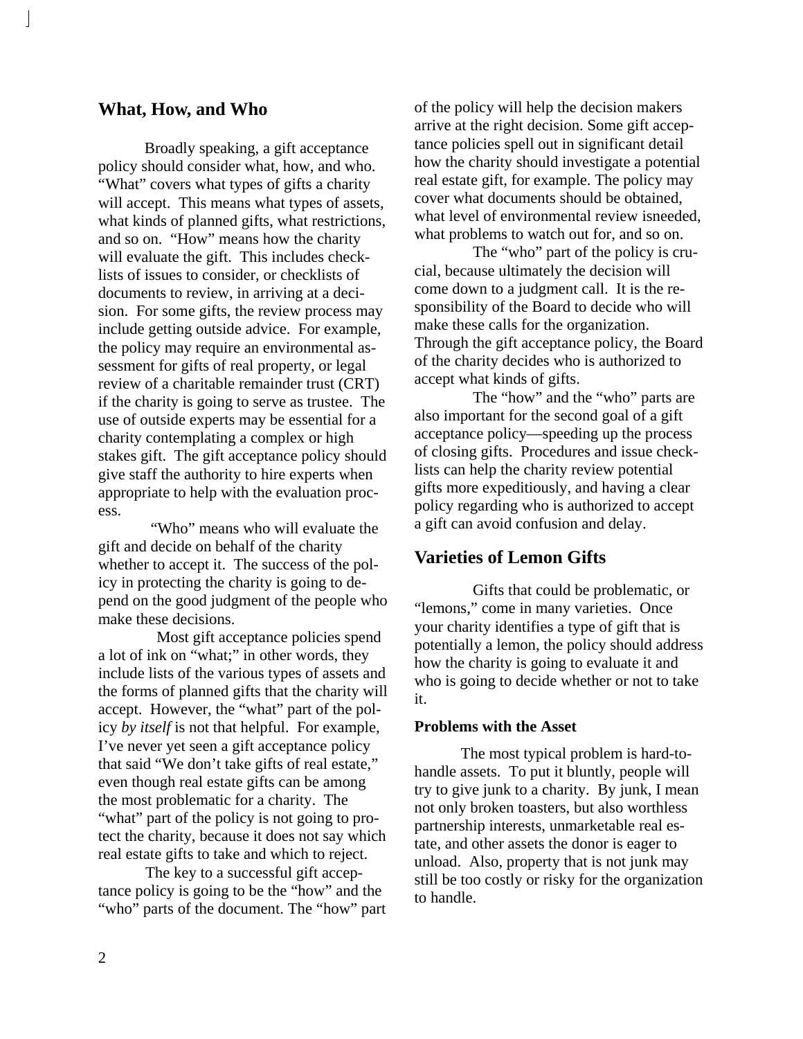## What, How, and Who

Broadly speaking, a gift acceptance policy should consider what, how, and who. "What" covers what types of gifts a charity will accept. This means what types of assets, what kinds of planned gifts, what restrictions, and so on. "How" means how the charity will evaluate the gift. This includes checklists of issues to consider, or checklists of documents to review, in arriving at a decision. For some gifts, the review process may include getting outside advice. For example, the policy may require an environmental assessment for gifts of real property, or legal review of a charitable remainder trust (CRT) if the charity is going to serve as trustee. The use of outside experts may be essential for a charity contemplating a complex or high stakes gift. The gift acceptance policy should give staff the authority to hire experts when appropriate to help with the evaluation process.

"Who" means who will evaluate the gift and decide on behalf of the charity whether to accept it. The success of the policy in protecting the charity is going to depend on the good judgment of the people who make these decisions.

Most gift acceptance policies spend a lot of ink on "what;" in other words, they include lists of the various types of assets and the forms of planned gifts that the charity will accept. However, the "what" part of the policy *by itself* is not that helpful. For example, I've never yet seen a gift acceptance policy that said "We don't take gifts of real estate," even though real estate gifts can be among the most problematic for a charity. The "what" part of the policy is not going to protect the charity, because it does not say which real estate gifts to take and which to reject.

The key to a successful gift acceptance policy is going to be the "how" and the "who" parts of the document. The "how" part of the policy will help the decision makers arrive at the right decision. Some gift acceptance policies spell out in significant detail how the charity should investigate a potential real estate gift, for example. The policy may cover what documents should be obtained, what level of environmental review isneeded, what problems to watch out for, and so on.

The "who" part of the policy is crucial, because ultimately the decision will come down to a judgment call. It is the responsibility of the Board to decide who will make these calls for the organization. Through the gift acceptance policy, the Board of the charity decides who is authorized to accept what kinds of gifts.

The "how" and the "who" parts are also important for the second goal of a gift acceptance policy—speeding up the process of closing gifts. Procedures and issue checklists can help the charity review potential gifts more expeditiously, and having a clear policy regarding who is authorized to accept a gift can avoid confusion and delay.

## Varieties of Lemon Gifts

Gifts that could be problematic, or "lemons," come in many varieties. Once your charity identifies a type of gift that is potentially a lemon, the policy should address how the charity is going to evaluate it and who is going to decide whether or not to take it.

### Problems with the Asset

The most typical problem is hard-to-handle assets. To put it bluntly, people will try to give junk to a charity. By junk, I mean not only broken toasters, but also worthless partnership interests, unmarketable real estate, and other assets the donor is eager to unload. Also, property that is not junk may still be too costly or risky for the organization to handle.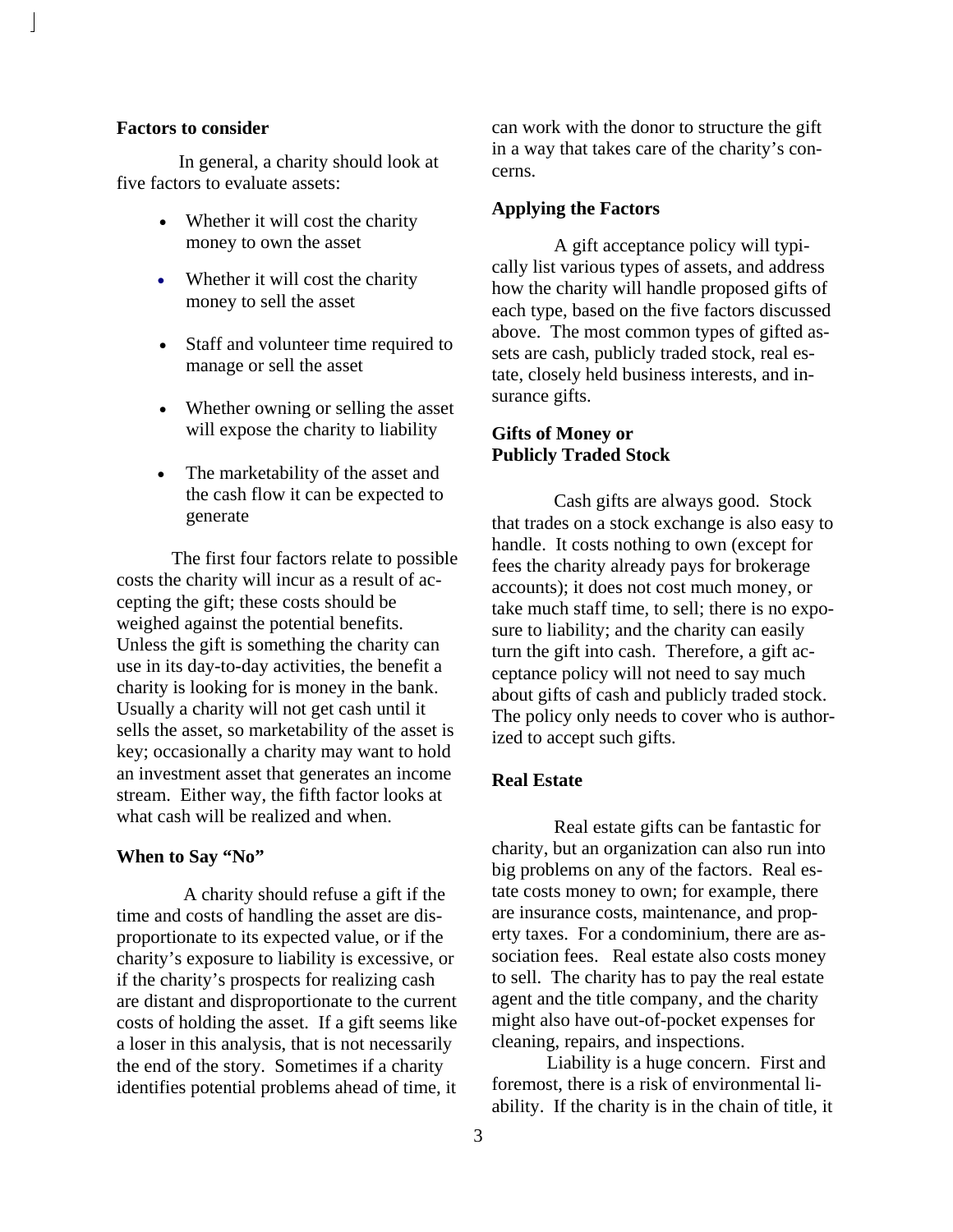**Factors to consider**

In general, a charity should look at five factors to evaluate assets:

- Whether it will cost the charity money to own the asset
- Whether it will cost the charity money to sell the asset
- Staff and volunteer time required to manage or sell the asset
- Whether owning or selling the asset will expose the charity to liability
- The marketability of the asset and the cash flow it can be expected to generate

The first four factors relate to possible costs the charity will incur as a result of accepting the gift; these costs should be weighed against the potential benefits. Unless the gift is something the charity can use in its day-to-day activities, the benefit a charity is looking for is money in the bank. Usually a charity will not get cash until it sells the asset, so marketability of the asset is key; occasionally a charity may want to hold an investment asset that generates an income stream. Either way, the fifth factor looks at what cash will be realized and when.

**When to Say "No"**

A charity should refuse a gift if the time and costs of handling the asset are disproportionate to its expected value, or if the charity's exposure to liability is excessive, or if the charity's prospects for realizing cash are distant and disproportionate to the current costs of holding the asset. If a gift seems like a loser in this analysis, that is not necessarily the end of the story. Sometimes if a charity identifies potential problems ahead of time, it can work with the donor to structure the gift in a way that takes care of the charity's concerns.

**Applying the Factors**

A gift acceptance policy will typically list various types of assets, and address how the charity will handle proposed gifts of each type, based on the five factors discussed above. The most common types of gifted assets are cash, publicly traded stock, real estate, closely held business interests, and insurance gifts.

**Gifts of Money or Publicly Traded Stock**

Cash gifts are always good. Stock that trades on a stock exchange is also easy to handle. It costs nothing to own (except for fees the charity already pays for brokerage accounts); it does not cost much money, or take much staff time, to sell; there is no exposure to liability; and the charity can easily turn the gift into cash. Therefore, a gift acceptance policy will not need to say much about gifts of cash and publicly traded stock. The policy only needs to cover who is authorized to accept such gifts.

**Real Estate**

Real estate gifts can be fantastic for charity, but an organization can also run into big problems on any of the factors. Real estate costs money to own; for example, there are insurance costs, maintenance, and property taxes. For a condominium, there are association fees. Real estate also costs money to sell. The charity has to pay the real estate agent and the title company, and the charity might also have out-of-pocket expenses for cleaning, repairs, and inspections.

Liability is a huge concern. First and foremost, there is a risk of environmental liability. If the charity is in the chain of title, it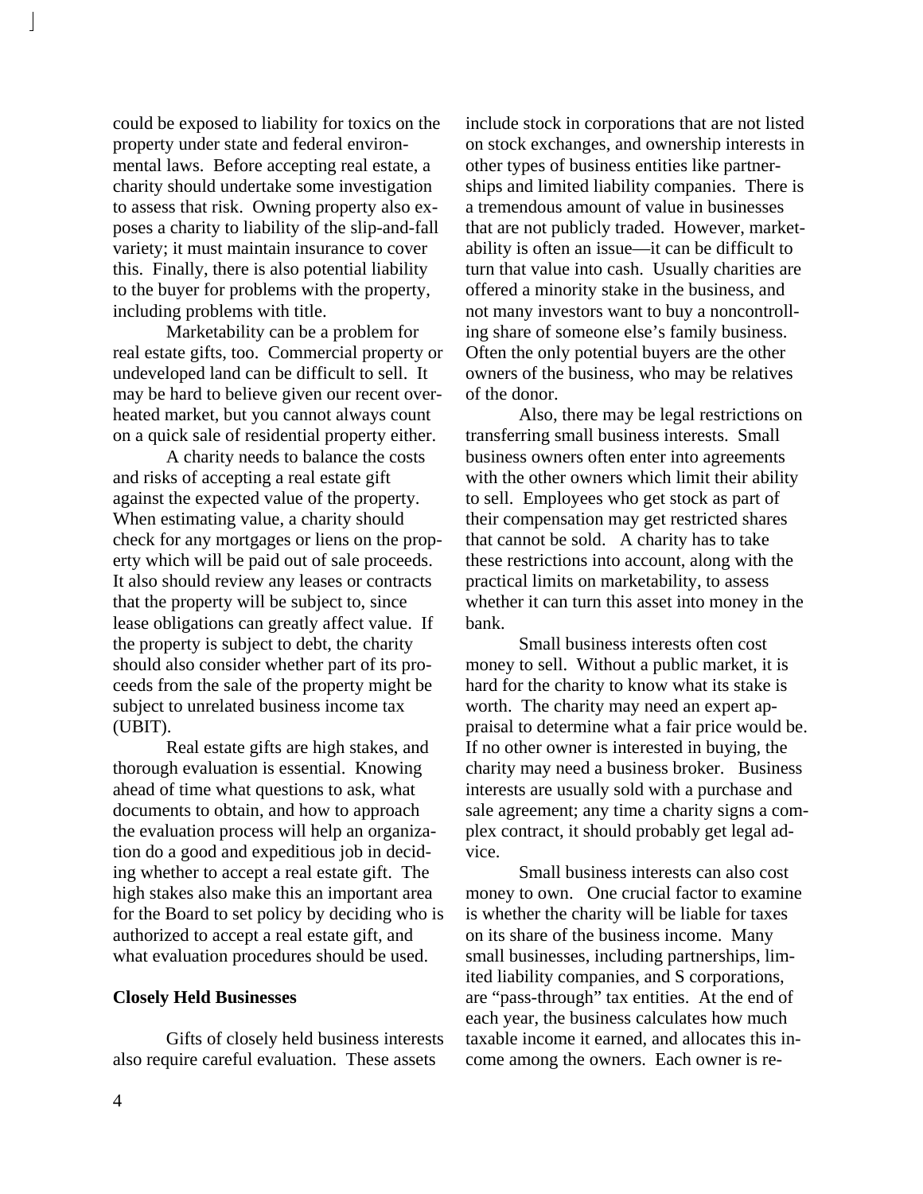could be exposed to liability for toxics on the property under state and federal environmental laws. Before accepting real estate, a charity should undertake some investigation to assess that risk. Owning property also exposes a charity to liability of the slip-and-fall variety; it must maintain insurance to cover this. Finally, there is also potential liability to the buyer for problems with the property, including problems with title.

Marketability can be a problem for real estate gifts, too. Commercial property or undeveloped land can be difficult to sell. It may be hard to believe given our recent overheated market, but you cannot always count on a quick sale of residential property either.

A charity needs to balance the costs and risks of accepting a real estate gift against the expected value of the property. When estimating value, a charity should check for any mortgages or liens on the property which will be paid out of sale proceeds. It also should review any leases or contracts that the property will be subject to, since lease obligations can greatly affect value. If the property is subject to debt, the charity should also consider whether part of its proceeds from the sale of the property might be subject to unrelated business income tax (UBIT).

Real estate gifts are high stakes, and thorough evaluation is essential. Knowing ahead of time what questions to ask, what documents to obtain, and how to approach the evaluation process will help an organization do a good and expeditious job in deciding whether to accept a real estate gift. The high stakes also make this an important area for the Board to set policy by deciding who is authorized to accept a real estate gift, and what evaluation procedures should be used.

**Closely Held Businesses**

Gifts of closely held business interests also require careful evaluation. These assets include stock in corporations that are not listed on stock exchanges, and ownership interests in other types of business entities like partnerships and limited liability companies. There is a tremendous amount of value in businesses that are not publicly traded. However, marketability is often an issue—it can be difficult to turn that value into cash. Usually charities are offered a minority stake in the business, and not many investors want to buy a noncontrolling share of someone else's family business. Often the only potential buyers are the other owners of the business, who may be relatives of the donor.

Also, there may be legal restrictions on transferring small business interests. Small business owners often enter into agreements with the other owners which limit their ability to sell. Employees who get stock as part of their compensation may get restricted shares that cannot be sold. A charity has to take these restrictions into account, along with the practical limits on marketability, to assess whether it can turn this asset into money in the bank.

Small business interests often cost money to sell. Without a public market, it is hard for the charity to know what its stake is worth. The charity may need an expert appraisal to determine what a fair price would be. If no other owner is interested in buying, the charity may need a business broker. Business interests are usually sold with a purchase and sale agreement; any time a charity signs a complex contract, it should probably get legal advice.

Small business interests can also cost money to own. One crucial factor to examine is whether the charity will be liable for taxes on its share of the business income. Many small businesses, including partnerships, limited liability companies, and S corporations, are "pass-through" tax entities. At the end of each year, the business calculates how much taxable income it earned, and allocates this income among the owners. Each owner is re-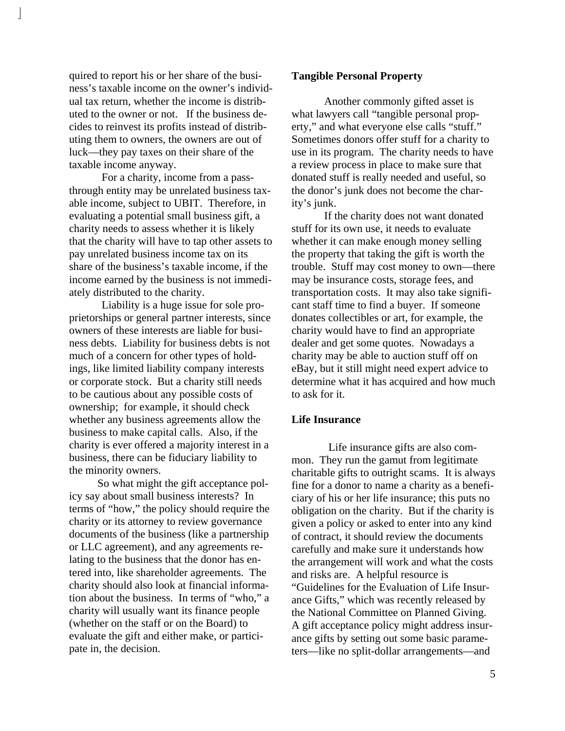quired to report his or her share of the business's taxable income on the owner's individual tax return, whether the income is distributed to the owner or not. If the business decides to reinvest its profits instead of distributing them to owners, the owners are out of luck—they pay taxes on their share of the taxable income anyway.

For a charity, income from a pass-through entity may be unrelated business taxable income, subject to UBIT. Therefore, in evaluating a potential small business gift, a charity needs to assess whether it is likely that the charity will have to tap other assets to pay unrelated business income tax on its share of the business's taxable income, if the income earned by the business is not immediately distributed to the charity.

Liability is a huge issue for sole proprietorships or general partner interests, since owners of these interests are liable for business debts. Liability for business debts is not much of a concern for other types of holdings, like limited liability company interests or corporate stock. But a charity still needs to be cautious about any possible costs of ownership; for example, it should check whether any business agreements allow the business to make capital calls. Also, if the charity is ever offered a majority interest in a business, there can be fiduciary liability to the minority owners.

So what might the gift acceptance policy say about small business interests? In terms of "how," the policy should require the charity or its attorney to review governance documents of the business (like a partnership or LLC agreement), and any agreements relating to the business that the donor has entered into, like shareholder agreements. The charity should also look at financial information about the business. In terms of "who," a charity will usually want its finance people (whether on the staff or on the Board) to evaluate the gift and either make, or participate in, the decision.

**Tangible Personal Property**

Another commonly gifted asset is what lawyers call "tangible personal property," and what everyone else calls "stuff." Sometimes donors offer stuff for a charity to use in its program. The charity needs to have a review process in place to make sure that donated stuff is really needed and useful, so the donor's junk does not become the charity's junk.

If the charity does not want donated stuff for its own use, it needs to evaluate whether it can make enough money selling the property that taking the gift is worth the trouble. Stuff may cost money to own—there may be insurance costs, storage fees, and transportation costs. It may also take significant staff time to find a buyer. If someone donates collectibles or art, for example, the charity would have to find an appropriate dealer and get some quotes. Nowadays a charity may be able to auction stuff off on eBay, but it still might need expert advice to determine what it has acquired and how much to ask for it.

**Life Insurance**

Life insurance gifts are also common. They run the gamut from legitimate charitable gifts to outright scams. It is always fine for a donor to name a charity as a beneficiary of his or her life insurance; this puts no obligation on the charity. But if the charity is given a policy or asked to enter into any kind of contract, it should review the documents carefully and make sure it understands how the arrangement will work and what the costs and risks are. A helpful resource is "Guidelines for the Evaluation of Life Insurance Gifts," which was recently released by the National Committee on Planned Giving. A gift acceptance policy might address insurance gifts by setting out some basic parameters—like no split-dollar arrangements—and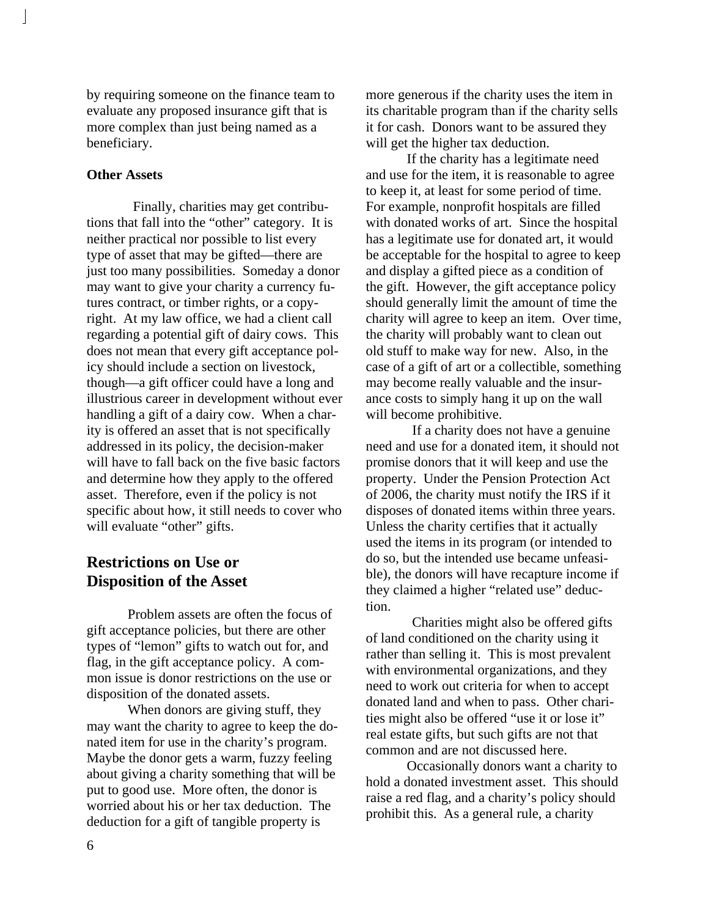by requiring someone on the finance team to evaluate any proposed insurance gift that is more complex than just being named as a beneficiary.

**Other Assets**

Finally, charities may get contributions that fall into the "other" category. It is neither practical nor possible to list every type of asset that may be gifted—there are just too many possibilities. Someday a donor may want to give your charity a currency futures contract, or timber rights, or a copyright. At my law office, we had a client call regarding a potential gift of dairy cows. This does not mean that every gift acceptance policy should include a section on livestock, though—a gift officer could have a long and illustrious career in development without ever handling a gift of a dairy cow. When a charity is offered an asset that is not specifically addressed in its policy, the decision-maker will have to fall back on the five basic factors and determine how they apply to the offered asset. Therefore, even if the policy is not specific about how, it still needs to cover who will evaluate "other" gifts.

## Restrictions on Use or Disposition of the Asset

Problem assets are often the focus of gift acceptance policies, but there are other types of "lemon" gifts to watch out for, and flag, in the gift acceptance policy. A common issue is donor restrictions on the use or disposition of the donated assets.

When donors are giving stuff, they may want the charity to agree to keep the donated item for use in the charity's program. Maybe the donor gets a warm, fuzzy feeling about giving a charity something that will be put to good use. More often, the donor is worried about his or her tax deduction. The deduction for a gift of tangible property is more generous if the charity uses the item in its charitable program than if the charity sells it for cash. Donors want to be assured they will get the higher tax deduction.

If the charity has a legitimate need and use for the item, it is reasonable to agree to keep it, at least for some period of time. For example, nonprofit hospitals are filled with donated works of art. Since the hospital has a legitimate use for donated art, it would be acceptable for the hospital to agree to keep and display a gifted piece as a condition of the gift. However, the gift acceptance policy should generally limit the amount of time the charity will agree to keep an item. Over time, the charity will probably want to clean out old stuff to make way for new. Also, in the case of a gift of art or a collectible, something may become really valuable and the insurance costs to simply hang it up on the wall will become prohibitive.

If a charity does not have a genuine need and use for a donated item, it should not promise donors that it will keep and use the property. Under the Pension Protection Act of 2006, the charity must notify the IRS if it disposes of donated items within three years. Unless the charity certifies that it actually used the items in its program (or intended to do so, but the intended use became unfeasible), the donors will have recapture income if they claimed a higher "related use" deduction.

Charities might also be offered gifts of land conditioned on the charity using it rather than selling it. This is most prevalent with environmental organizations, and they need to work out criteria for when to accept donated land and when to pass. Other charities might also be offered "use it or lose it" real estate gifts, but such gifts are not that common and are not discussed here.

Occasionally donors want a charity to hold a donated investment asset. This should raise a red flag, and a charity's policy should prohibit this. As a general rule, a charity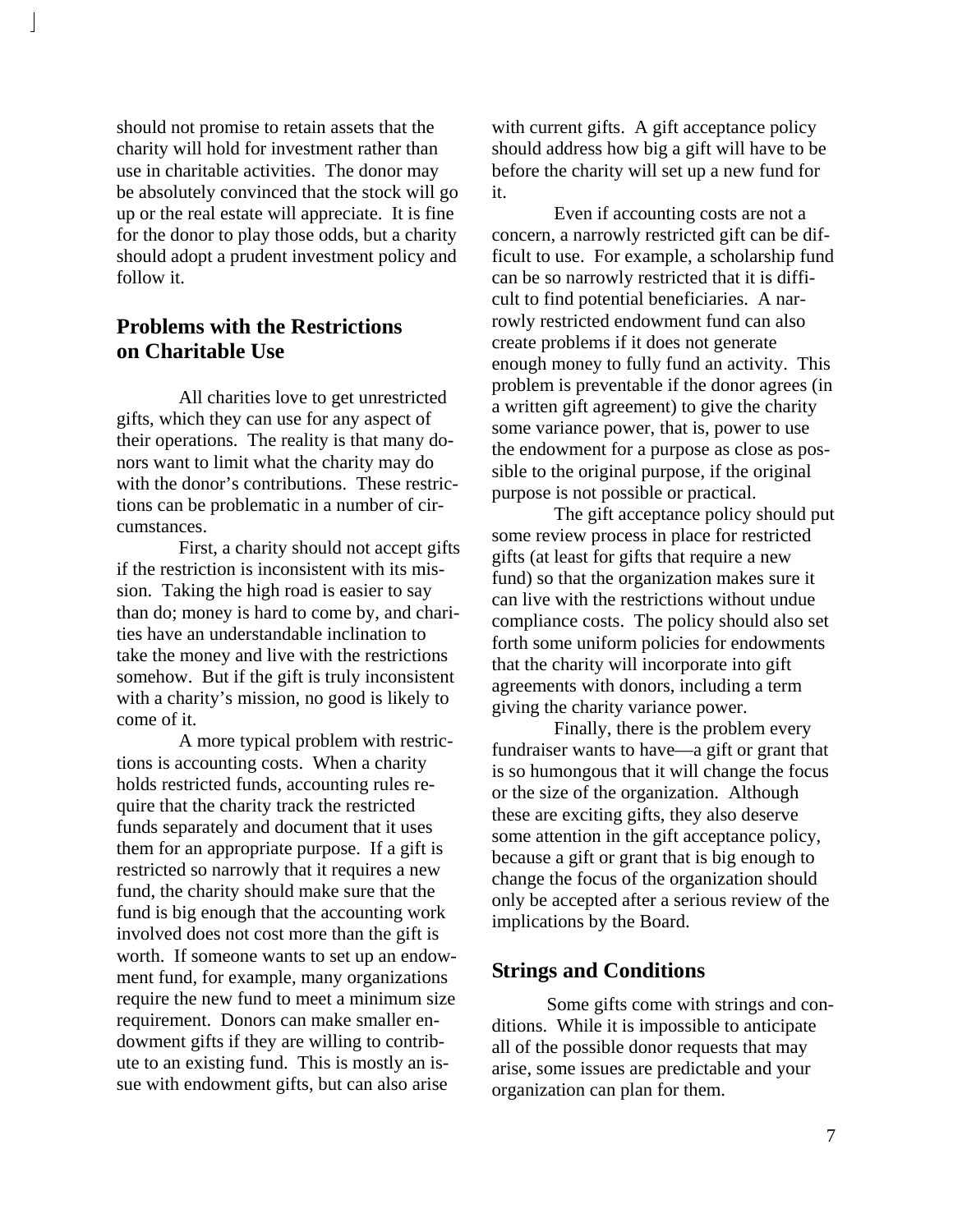should not promise to retain assets that the charity will hold for investment rather than use in charitable activities. The donor may be absolutely convinced that the stock will go up or the real estate will appreciate. It is fine for the donor to play those odds, but a charity should adopt a prudent investment policy and follow it.

## Problems with the Restrictions on Charitable Use

All charities love to get unrestricted gifts, which they can use for any aspect of their operations. The reality is that many donors want to limit what the charity may do with the donor's contributions. These restrictions can be problematic in a number of circumstances.

First, a charity should not accept gifts if the restriction is inconsistent with its mission. Taking the high road is easier to say than do; money is hard to come by, and charities have an understandable inclination to take the money and live with the restrictions somehow. But if the gift is truly inconsistent with a charity's mission, no good is likely to come of it.

A more typical problem with restrictions is accounting costs. When a charity holds restricted funds, accounting rules require that the charity track the restricted funds separately and document that it uses them for an appropriate purpose. If a gift is restricted so narrowly that it requires a new fund, the charity should make sure that the fund is big enough that the accounting work involved does not cost more than the gift is worth. If someone wants to set up an endowment fund, for example, many organizations require the new fund to meet a minimum size requirement. Donors can make smaller endowment gifts if they are willing to contribute to an existing fund. This is mostly an issue with endowment gifts, but can also arise with current gifts. A gift acceptance policy should address how big a gift will have to be before the charity will set up a new fund for it.

Even if accounting costs are not a concern, a narrowly restricted gift can be difficult to use. For example, a scholarship fund can be so narrowly restricted that it is difficult to find potential beneficiaries. A narrowly restricted endowment fund can also create problems if it does not generate enough money to fully fund an activity. This problem is preventable if the donor agrees (in a written gift agreement) to give the charity some variance power, that is, power to use the endowment for a purpose as close as possible to the original purpose, if the original purpose is not possible or practical.

The gift acceptance policy should put some review process in place for restricted gifts (at least for gifts that require a new fund) so that the organization makes sure it can live with the restrictions without undue compliance costs. The policy should also set forth some uniform policies for endowments that the charity will incorporate into gift agreements with donors, including a term giving the charity variance power.

Finally, there is the problem every fundraiser wants to have—a gift or grant that is so humongous that it will change the focus or the size of the organization. Although these are exciting gifts, they also deserve some attention in the gift acceptance policy, because a gift or grant that is big enough to change the focus of the organization should only be accepted after a serious review of the implications by the Board.

## Strings and Conditions

Some gifts come with strings and conditions. While it is impossible to anticipate all of the possible donor requests that may arise, some issues are predictable and your organization can plan for them.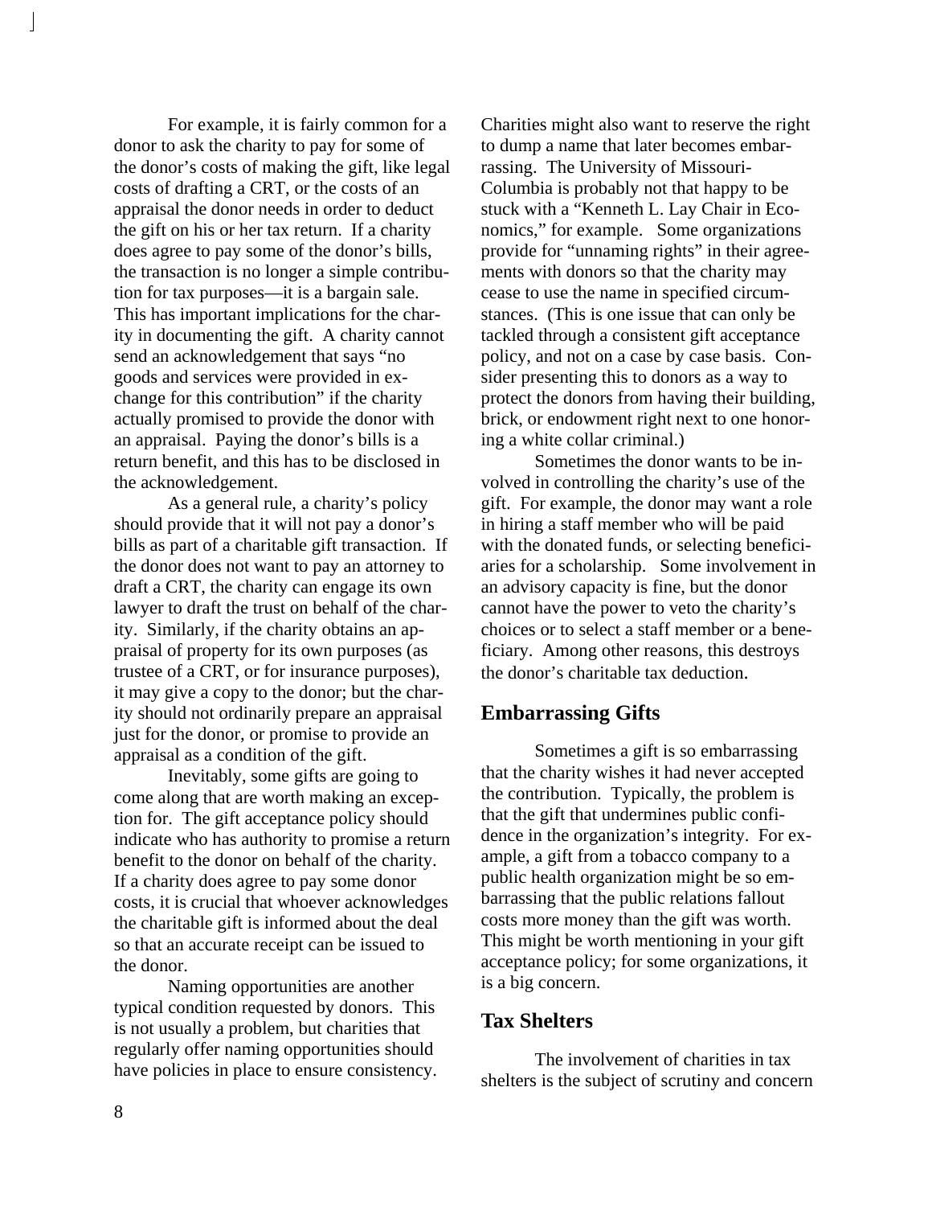For example, it is fairly common for a donor to ask the charity to pay for some of the donor's costs of making the gift, like legal costs of drafting a CRT, or the costs of an appraisal the donor needs in order to deduct the gift on his or her tax return. If a charity does agree to pay some of the donor's bills, the transaction is no longer a simple contribution for tax purposes—it is a bargain sale. This has important implications for the charity in documenting the gift. A charity cannot send an acknowledgement that says "no goods and services were provided in exchange for this contribution" if the charity actually promised to provide the donor with an appraisal. Paying the donor's bills is a return benefit, and this has to be disclosed in the acknowledgement.

As a general rule, a charity's policy should provide that it will not pay a donor's bills as part of a charitable gift transaction. If the donor does not want to pay an attorney to draft a CRT, the charity can engage its own lawyer to draft the trust on behalf of the charity. Similarly, if the charity obtains an appraisal of property for its own purposes (as trustee of a CRT, or for insurance purposes), it may give a copy to the donor; but the charity should not ordinarily prepare an appraisal just for the donor, or promise to provide an appraisal as a condition of the gift.

Inevitably, some gifts are going to come along that are worth making an exception for. The gift acceptance policy should indicate who has authority to promise a return benefit to the donor on behalf of the charity. If a charity does agree to pay some donor costs, it is crucial that whoever acknowledges the charitable gift is informed about the deal so that an accurate receipt can be issued to the donor.

Naming opportunities are another typical condition requested by donors. This is not usually a problem, but charities that regularly offer naming opportunities should have policies in place to ensure consistency. Charities might also want to reserve the right to dump a name that later becomes embarrassing. The University of Missouri-Columbia is probably not that happy to be stuck with a "Kenneth L. Lay Chair in Economics," for example. Some organizations provide for "unnaming rights" in their agreements with donors so that the charity may cease to use the name in specified circumstances. (This is one issue that can only be tackled through a consistent gift acceptance policy, and not on a case by case basis. Consider presenting this to donors as a way to protect the donors from having their building, brick, or endowment right next to one honoring a white collar criminal.)

Sometimes the donor wants to be involved in controlling the charity's use of the gift. For example, the donor may want a role in hiring a staff member who will be paid with the donated funds, or selecting beneficiaries for a scholarship. Some involvement in an advisory capacity is fine, but the donor cannot have the power to veto the charity's choices or to select a staff member or a beneficiary. Among other reasons, this destroys the donor's charitable tax deduction.

## Embarrassing Gifts

Sometimes a gift is so embarrassing that the charity wishes it had never accepted the contribution. Typically, the problem is that the gift that undermines public confidence in the organization's integrity. For example, a gift from a tobacco company to a public health organization might be so embarrassing that the public relations fallout costs more money than the gift was worth. This might be worth mentioning in your gift acceptance policy; for some organizations, it is a big concern.

## Tax Shelters

The involvement of charities in tax shelters is the subject of scrutiny and concern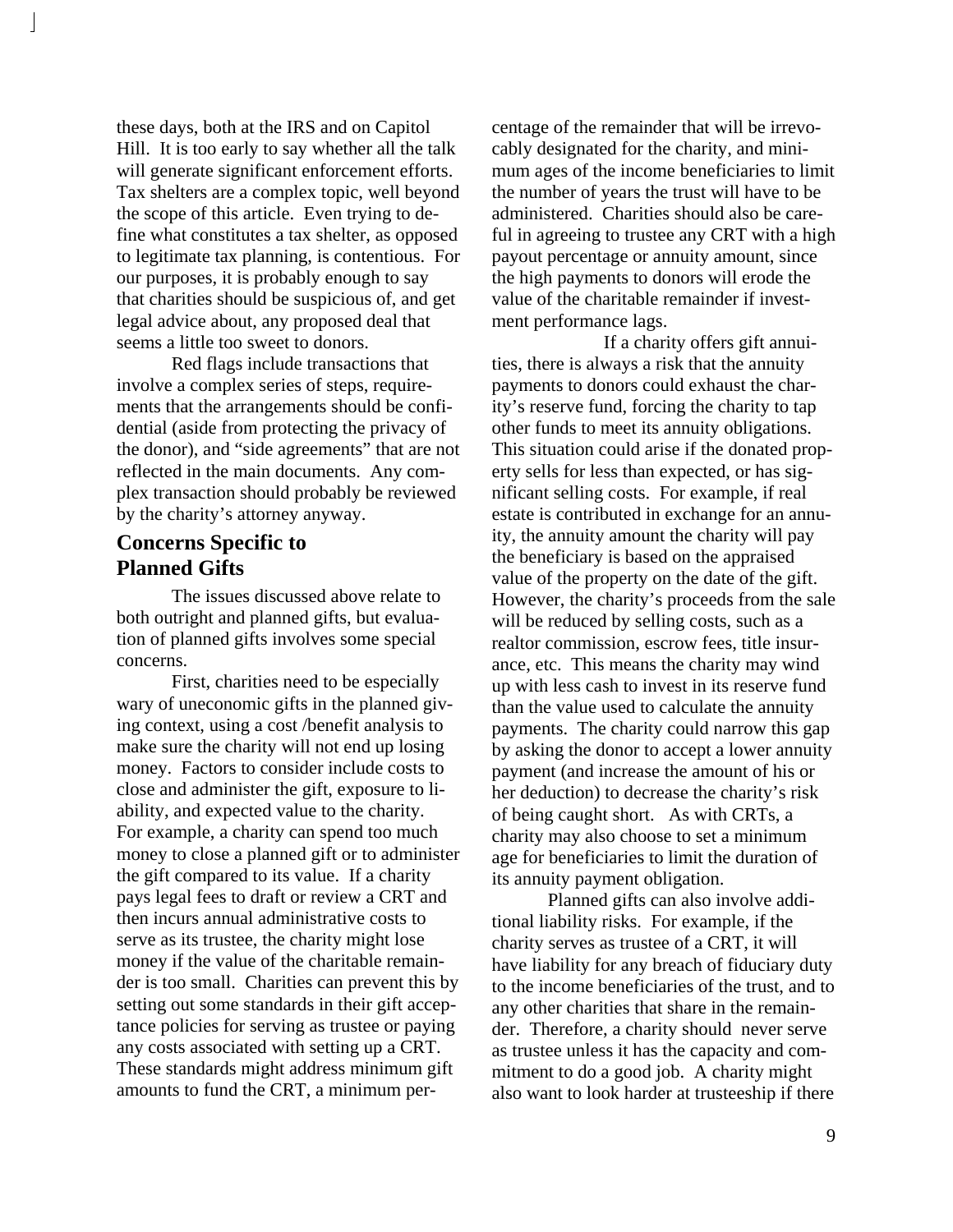these days, both at the IRS and on Capitol Hill. It is too early to say whether all the talk will generate significant enforcement efforts. Tax shelters are a complex topic, well beyond the scope of this article. Even trying to define what constitutes a tax shelter, as opposed to legitimate tax planning, is contentious. For our purposes, it is probably enough to say that charities should be suspicious of, and get legal advice about, any proposed deal that seems a little too sweet to donors.

Red flags include transactions that involve a complex series of steps, requirements that the arrangements should be confidential (aside from protecting the privacy of the donor), and "side agreements" that are not reflected in the main documents. Any complex transaction should probably be reviewed by the charity's attorney anyway.

## Concerns Specific to Planned Gifts

The issues discussed above relate to both outright and planned gifts, but evaluation of planned gifts involves some special concerns.

First, charities need to be especially wary of uneconomic gifts in the planned giving context, using a cost /benefit analysis to make sure the charity will not end up losing money. Factors to consider include costs to close and administer the gift, exposure to liability, and expected value to the charity. For example, a charity can spend too much money to close a planned gift or to administer the gift compared to its value. If a charity pays legal fees to draft or review a CRT and then incurs annual administrative costs to serve as its trustee, the charity might lose money if the value of the charitable remainder is too small. Charities can prevent this by setting out some standards in their gift acceptance policies for serving as trustee or paying any costs associated with setting up a CRT. These standards might address minimum gift amounts to fund the CRT, a minimum percentage of the remainder that will be irrevocably designated for the charity, and minimum ages of the income beneficiaries to limit the number of years the trust will have to be administered. Charities should also be careful in agreeing to trustee any CRT with a high payout percentage or annuity amount, since the high payments to donors will erode the value of the charitable remainder if investment performance lags.

If a charity offers gift annuities, there is always a risk that the annuity payments to donors could exhaust the charity's reserve fund, forcing the charity to tap other funds to meet its annuity obligations. This situation could arise if the donated property sells for less than expected, or has significant selling costs. For example, if real estate is contributed in exchange for an annuity, the annuity amount the charity will pay the beneficiary is based on the appraised value of the property on the date of the gift. However, the charity's proceeds from the sale will be reduced by selling costs, such as a realtor commission, escrow fees, title insurance, etc. This means the charity may wind up with less cash to invest in its reserve fund than the value used to calculate the annuity payments. The charity could narrow this gap by asking the donor to accept a lower annuity payment (and increase the amount of his or her deduction) to decrease the charity's risk of being caught short. As with CRTs, a charity may also choose to set a minimum age for beneficiaries to limit the duration of its annuity payment obligation.

Planned gifts can also involve additional liability risks. For example, if the charity serves as trustee of a CRT, it will have liability for any breach of fiduciary duty to the income beneficiaries of the trust, and to any other charities that share in the remainder. Therefore, a charity should never serve as trustee unless it has the capacity and commitment to do a good job. A charity might also want to look harder at trusteeship if there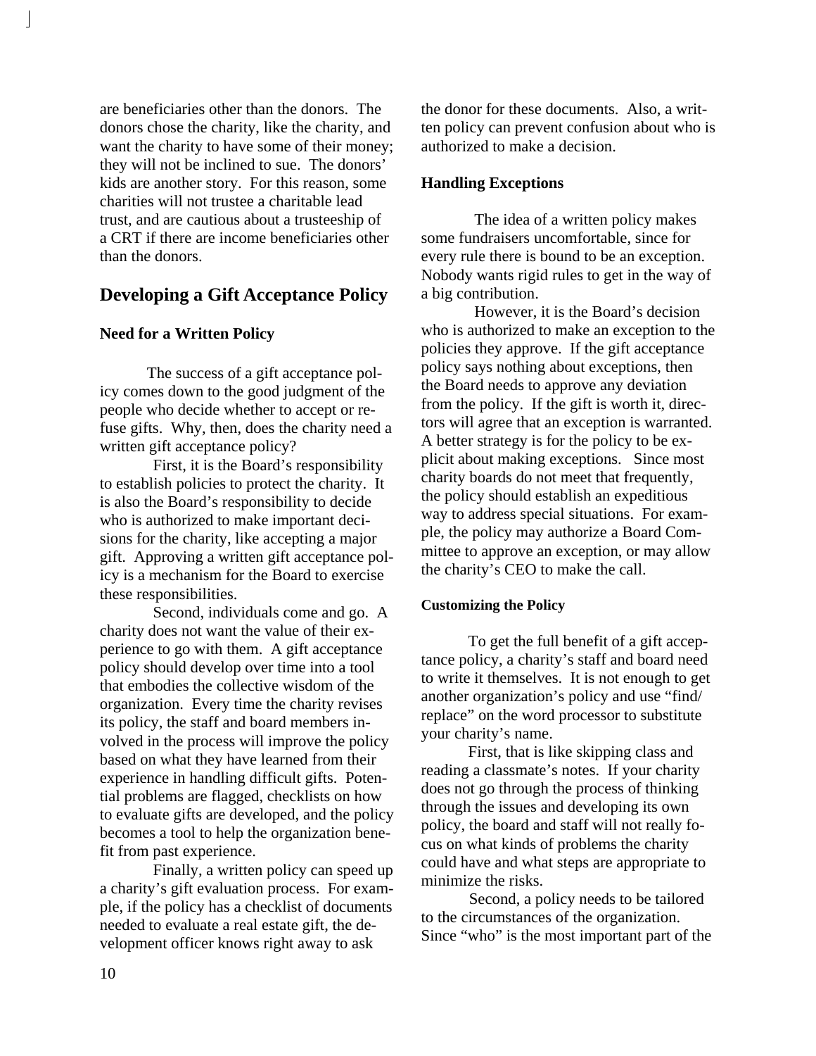are beneficiaries other than the donors. The donors chose the charity, like the charity, and want the charity to have some of their money; they will not be inclined to sue. The donors' kids are another story. For this reason, some charities will not trustee a charitable lead trust, and are cautious about a trusteeship of a CRT if there are income beneficiaries other than the donors.

## Developing a Gift Acceptance Policy

### Need for a Written Policy

The success of a gift acceptance policy comes down to the good judgment of the people who decide whether to accept or refuse gifts. Why, then, does the charity need a written gift acceptance policy?

First, it is the Board's responsibility to establish policies to protect the charity. It is also the Board's responsibility to decide who is authorized to make important decisions for the charity, like accepting a major gift. Approving a written gift acceptance policy is a mechanism for the Board to exercise these responsibilities.

Second, individuals come and go. A charity does not want the value of their experience to go with them. A gift acceptance policy should develop over time into a tool that embodies the collective wisdom of the organization. Every time the charity revises its policy, the staff and board members involved in the process will improve the policy based on what they have learned from their experience in handling difficult gifts. Potential problems are flagged, checklists on how to evaluate gifts are developed, and the policy becomes a tool to help the organization benefit from past experience.

Finally, a written policy can speed up a charity's gift evaluation process. For example, if the policy has a checklist of documents needed to evaluate a real estate gift, the development officer knows right away to ask the donor for these documents. Also, a written policy can prevent confusion about who is authorized to make a decision.

### Handling Exceptions

The idea of a written policy makes some fundraisers uncomfortable, since for every rule there is bound to be an exception. Nobody wants rigid rules to get in the way of a big contribution.

However, it is the Board's decision who is authorized to make an exception to the policies they approve. If the gift acceptance policy says nothing about exceptions, then the Board needs to approve any deviation from the policy. If the gift is worth it, directors will agree that an exception is warranted. A better strategy is for the policy to be explicit about making exceptions. Since most charity boards do not meet that frequently, the policy should establish an expeditious way to address special situations. For example, the policy may authorize a Board Committee to approve an exception, or may allow the charity's CEO to make the call.

#### Customizing the Policy

To get the full benefit of a gift acceptance policy, a charity's staff and board need to write it themselves. It is not enough to get another organization's policy and use "find/replace" on the word processor to substitute your charity's name.

First, that is like skipping class and reading a classmate's notes. If your charity does not go through the process of thinking through the issues and developing its own policy, the board and staff will not really focus on what kinds of problems the charity could have and what steps are appropriate to minimize the risks.

Second, a policy needs to be tailored to the circumstances of the organization. Since "who" is the most important part of the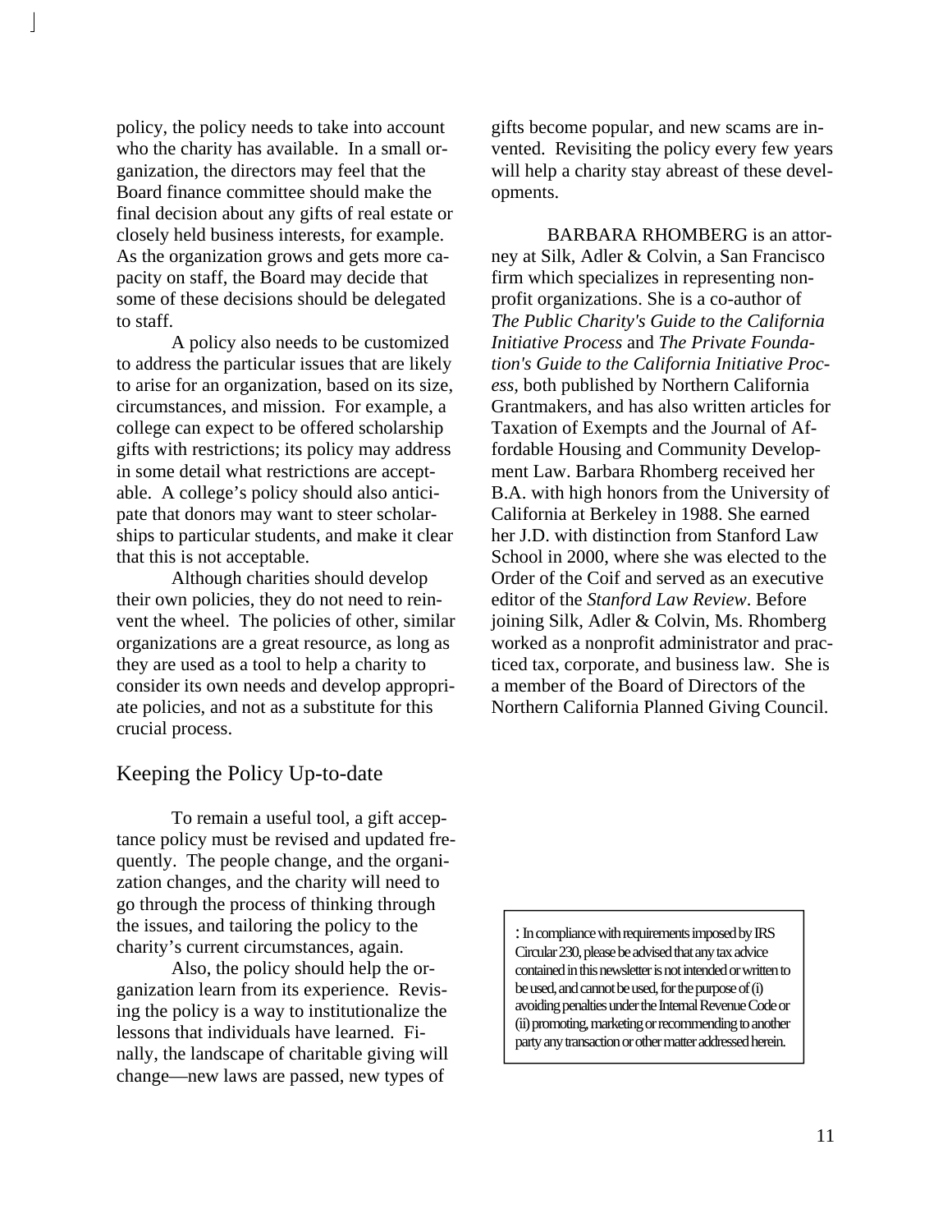policy, the policy needs to take into account who the charity has available. In a small organization, the directors may feel that the Board finance committee should make the final decision about any gifts of real estate or closely held business interests, for example. As the organization grows and gets more capacity on staff, the Board may decide that some of these decisions should be delegated to staff.

A policy also needs to be customized to address the particular issues that are likely to arise for an organization, based on its size, circumstances, and mission. For example, a college can expect to be offered scholarship gifts with restrictions; its policy may address in some detail what restrictions are acceptable. A college's policy should also anticipate that donors may want to steer scholarships to particular students, and make it clear that this is not acceptable.

Although charities should develop their own policies, they do not need to reinvent the wheel. The policies of other, similar organizations are a great resource, as long as they are used as a tool to help a charity to consider its own needs and develop appropriate policies, and not as a substitute for this crucial process.

## Keeping the Policy Up-to-date

To remain a useful tool, a gift acceptance policy must be revised and updated frequently. The people change, and the organization changes, and the charity will need to go through the process of thinking through the issues, and tailoring the policy to the charity's current circumstances, again.

Also, the policy should help the organization learn from its experience. Revising the policy is a way to institutionalize the lessons that individuals have learned. Finally, the landscape of charitable giving will change—new laws are passed, new types of gifts become popular, and new scams are invented. Revisiting the policy every few years will help a charity stay abreast of these developments.

BARBARA RHOMBERG is an attorney at Silk, Adler & Colvin, a San Francisco firm which specializes in representing nonprofit organizations. She is a co-author of *The Public Charity's Guide to the California Initiative Process* and *The Private Foundation's Guide to the California Initiative Process*, both published by Northern California Grantmakers, and has also written articles for Taxation of Exempts and the Journal of Affordable Housing and Community Development Law. Barbara Rhomberg received her B.A. with high honors from the University of California at Berkeley in 1988. She earned her J.D. with distinction from Stanford Law School in 2000, where she was elected to the Order of the Coif and served as an executive editor of the *Stanford Law Review*. Before joining Silk, Adler & Colvin, Ms. Rhomberg worked as a nonprofit administrator and practiced tax, corporate, and business law. She is a member of the Board of Directors of the Northern California Planned Giving Council.

: In compliance with requirements imposed by IRS Circular 230, please be advised that any tax advice contained in this newsletter is not intended or written to be used, and cannot be used, for the purpose of (i) avoiding penalties under the Internal Revenue Code or (ii) promoting, marketing or recommending to another party any transaction or other matter addressed herein.